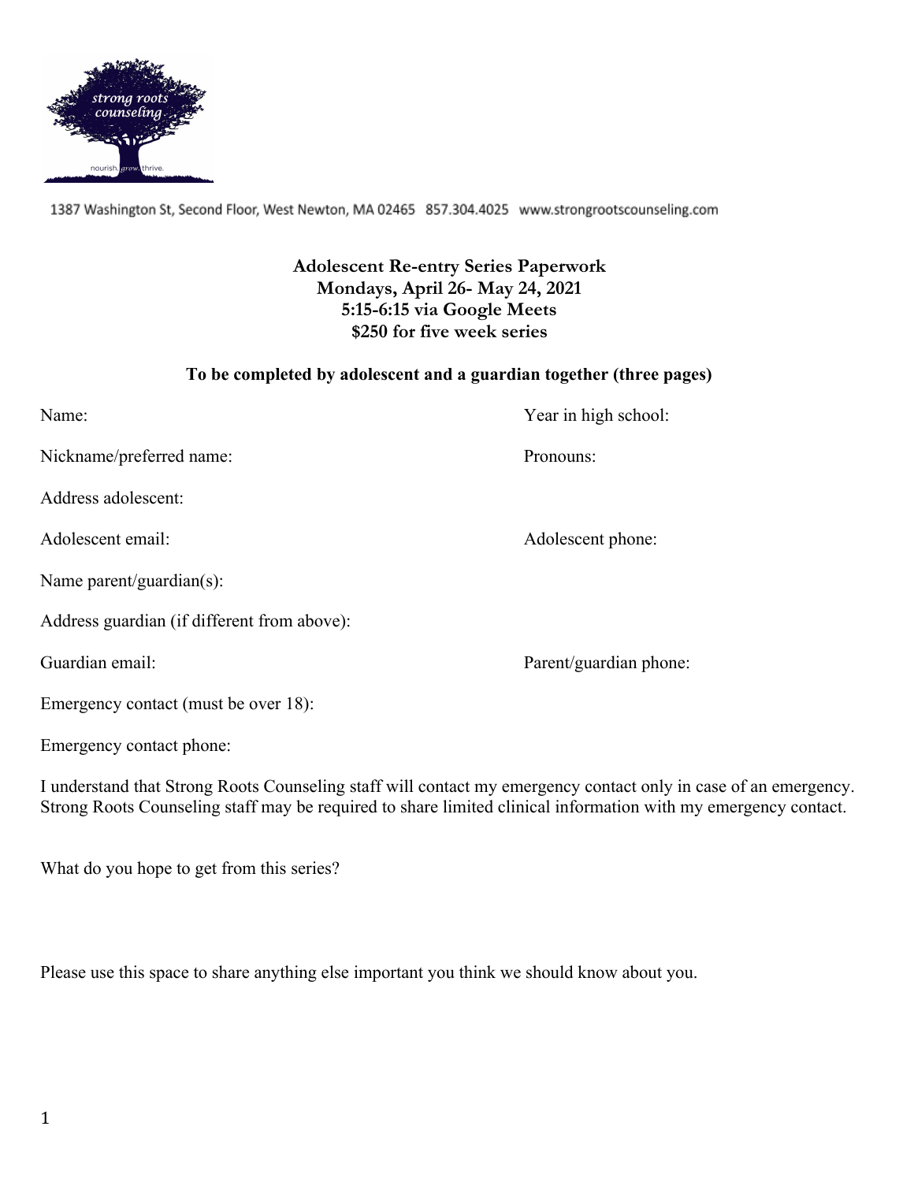1387 Washington St, Second Floor, West Newton, MA 02465 857.304.4025 www.strongrootscounseling.com

**Adolescent Re-entry Series Paperwork**
**Mondays, April 26- May 24, 2021**
**5:15-6:15 via Google Meets**
**$250 for five week series**

**To be completed by adolescent and a guardian together (three pages)**

Name: Year in high school:

Nickname/preferred name: Pronouns:

Address adolescent:

Adolescent email: Adolescent phone:

Name parent/guardian(s):

Address guardian (if different from above):

Guardian email: Parent/guardian phone:

Emergency contact (must be over 18):

Emergency contact phone:

I understand that Strong Roots Counseling staff will contact my emergency contact only in case of an emergency. Strong Roots Counseling staff may be required to share limited clinical information with my emergency contact.

What do you hope to get from this series?

Please use this space to share anything else important you think we should know about you.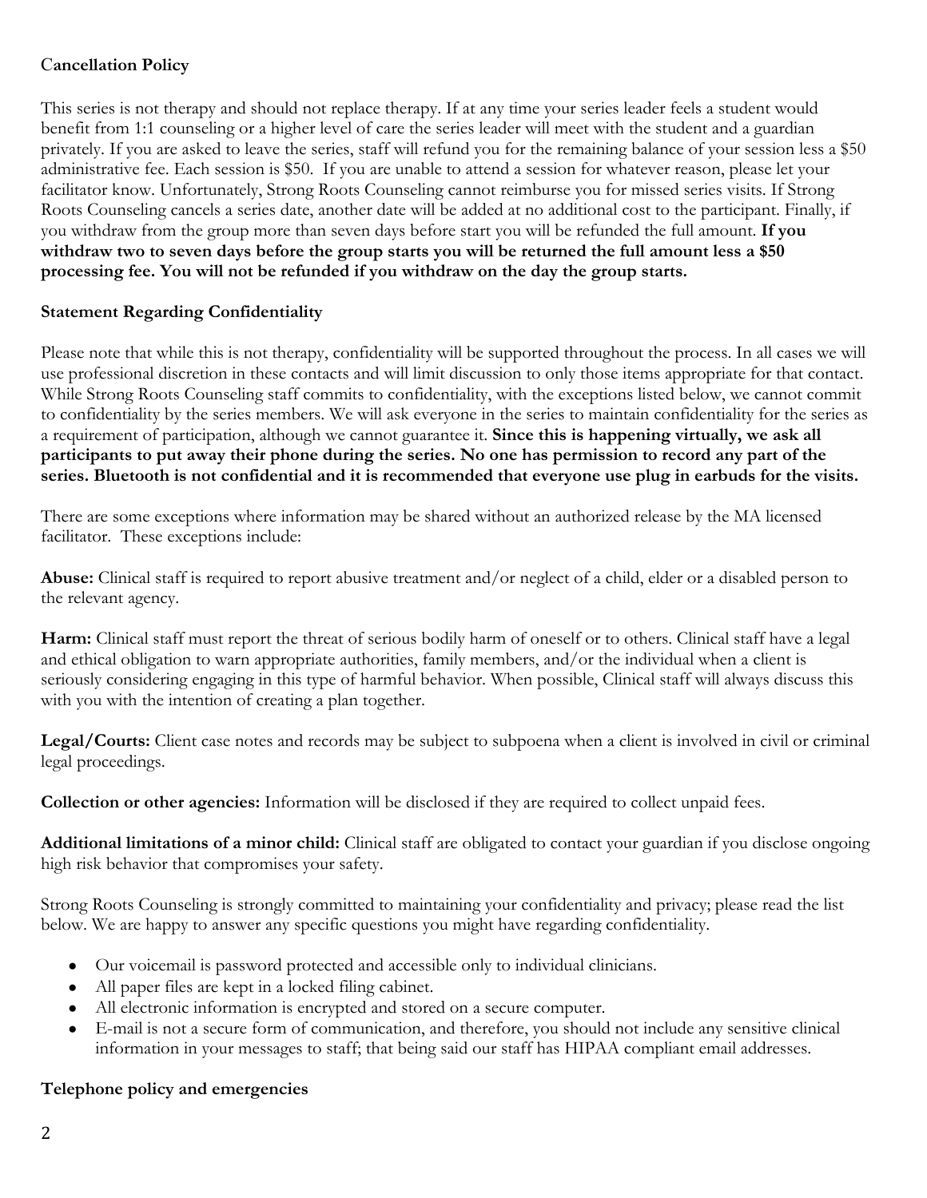**Cancellation Policy**

This series is not therapy and should not replace therapy. If at any time your series leader feels a student would benefit from 1:1 counseling or a higher level of care the series leader will meet with the student and a guardian privately. If you are asked to leave the series, staff will refund you for the remaining balance of your session less a $50 administrative fee. Each session is $50. If you are unable to attend a session for whatever reason, please let your facilitator know. Unfortunately, Strong Roots Counseling cannot reimburse you for missed series visits. If Strong Roots Counseling cancels a series date, another date will be added at no additional cost to the participant. Finally, if you withdraw from the group more than seven days before start you will be refunded the full amount. **If you withdraw two to seven days before the group starts you will be returned the full amount less a $50 processing fee. You will not be refunded if you withdraw on the day the group starts.**

**Statement Regarding Confidentiality**

Please note that while this is not therapy, confidentiality will be supported throughout the process. In all cases we will use professional discretion in these contacts and will limit discussion to only those items appropriate for that contact. While Strong Roots Counseling staff commits to confidentiality, with the exceptions listed below, we cannot commit to confidentiality by the series members. We will ask everyone in the series to maintain confidentiality for the series as a requirement of participation, although we cannot guarantee it. **Since this is happening virtually, we ask all participants to put away their phone during the series. No one has permission to record any part of the series. Bluetooth is not confidential and it is recommended that everyone use plug in earbuds for the visits.**

There are some exceptions where information may be shared without an authorized release by the MA licensed facilitator. These exceptions include:

**Abuse:** Clinical staff is required to report abusive treatment and/or neglect of a child, elder or a disabled person to the relevant agency.

**Harm:** Clinical staff must report the threat of serious bodily harm of oneself or to others. Clinical staff have a legal and ethical obligation to warn appropriate authorities, family members, and/or the individual when a client is seriously considering engaging in this type of harmful behavior. When possible, Clinical staff will always discuss this with you with the intention of creating a plan together.

**Legal/Courts:** Client case notes and records may be subject to subpoena when a client is involved in civil or criminal legal proceedings.

**Collection or other agencies:** Information will be disclosed if they are required to collect unpaid fees.

**Additional limitations of a minor child:** Clinical staff are obligated to contact your guardian if you disclose ongoing high risk behavior that compromises your safety.

Strong Roots Counseling is strongly committed to maintaining your confidentiality and privacy; please read the list below. We are happy to answer any specific questions you might have regarding confidentiality.

- Our voicemail is password protected and accessible only to individual clinicians.
- All paper files are kept in a locked filing cabinet.
- All electronic information is encrypted and stored on a secure computer.
- E-mail is not a secure form of communication, and therefore, you should not include any sensitive clinical information in your messages to staff; that being said our staff has HIPAA compliant email addresses.

**Telephone policy and emergencies**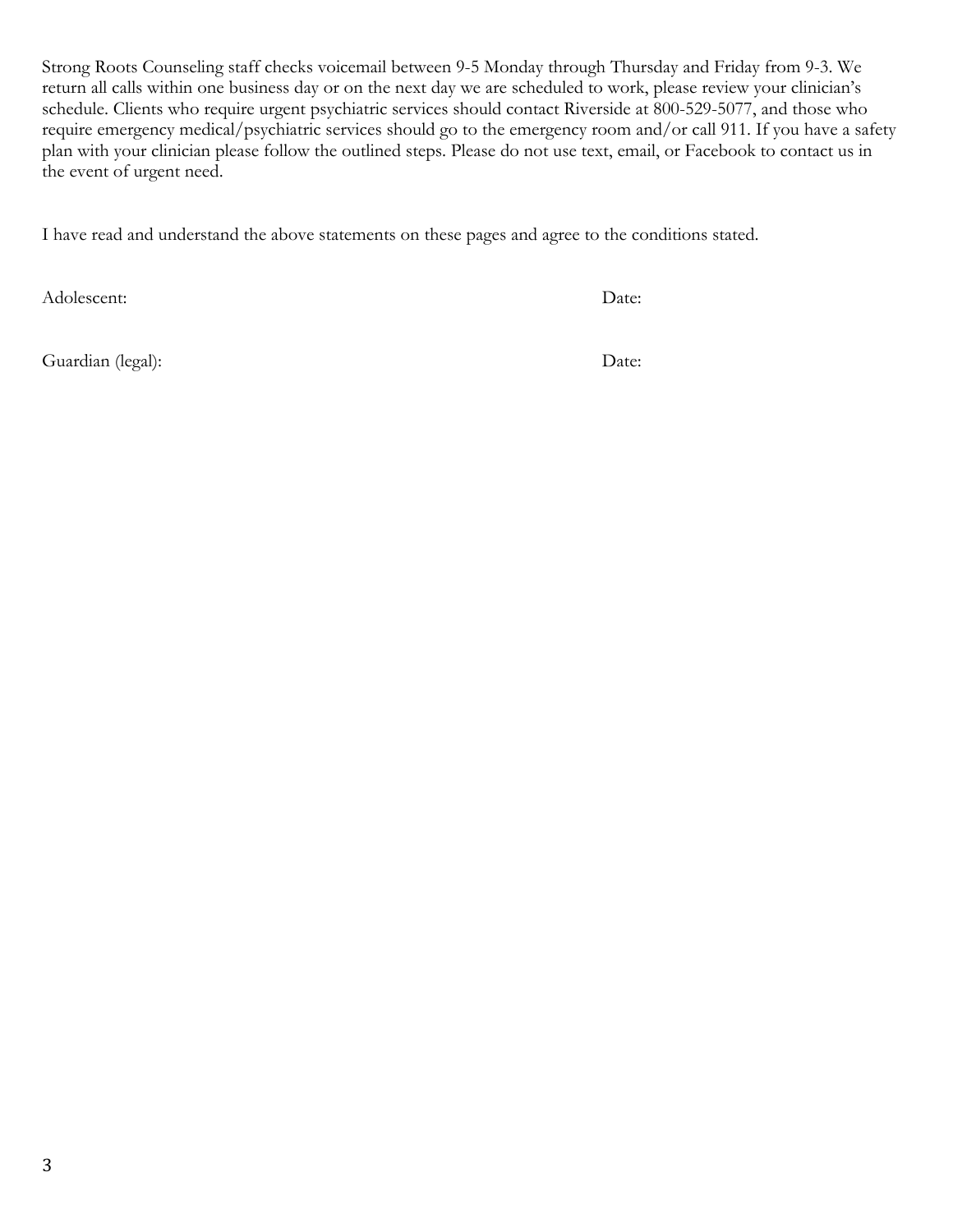Strong Roots Counseling staff checks voicemail between 9-5 Monday through Thursday and Friday from 9-3. We return all calls within one business day or on the next day we are scheduled to work, please review your clinician's schedule. Clients who require urgent psychiatric services should contact Riverside at 800-529-5077, and those who require emergency medical/psychiatric services should go to the emergency room and/or call 911. If you have a safety plan with your clinician please follow the outlined steps. Please do not use text, email, or Facebook to contact us in the event of urgent need.

I have read and understand the above statements on these pages and agree to the conditions stated.

Adolescent: Date:

Guardian (legal): Date: